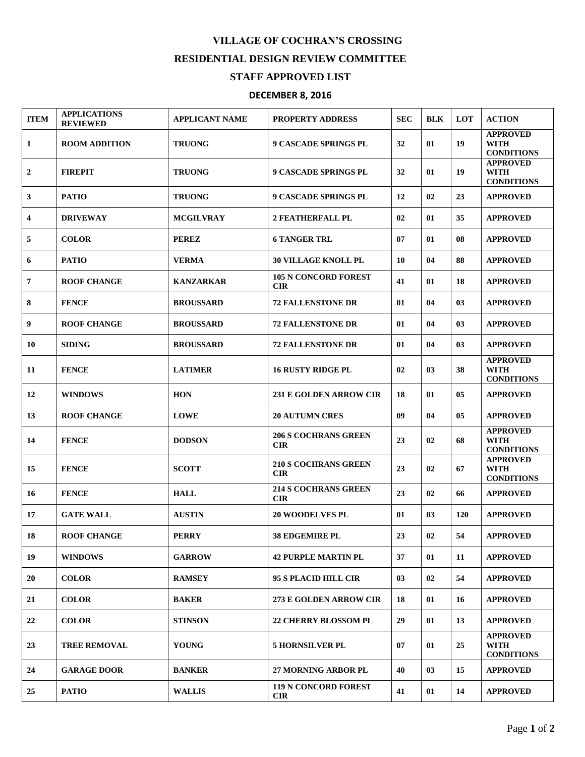# VILLAGE OF COCHRAN'S CROSSING

## RESIDENTIAL DESIGN REVIEW COMMITTEE

## STAFF APPROVED LIST

### DECEMBER 8, 2016

| ITEM | APPLICATIONS REVIEWED | APPLICANT NAME | PROPERTY ADDRESS | SEC | BLK | LOT | ACTION |
|---|---|---|---|---|---|---|---|
| 1 | ROOM ADDITION | TRUONG | 9 CASCADE SPRINGS PL | 32 | 01 | 19 | APPROVED WITH CONDITIONS |
| 2 | FIREPIT | TRUONG | 9 CASCADE SPRINGS PL | 32 | 01 | 19 | APPROVED WITH CONDITIONS |
| 3 | PATIO | TRUONG | 9 CASCADE SPRINGS PL | 12 | 02 | 23 | APPROVED |
| 4 | DRIVEWAY | MCGILVRAY | 2 FEATHERFALL PL | 02 | 01 | 35 | APPROVED |
| 5 | COLOR | PEREZ | 6 TANGER TRL | 07 | 01 | 08 | APPROVED |
| 6 | PATIO | VERMA | 30 VILLAGE KNOLL PL | 10 | 04 | 88 | APPROVED |
| 7 | ROOF CHANGE | KANZARKAR | 105 N CONCORD FOREST CIR | 41 | 01 | 18 | APPROVED |
| 8 | FENCE | BROUSSARD | 72 FALLENSTONE DR | 01 | 04 | 03 | APPROVED |
| 9 | ROOF CHANGE | BROUSSARD | 72 FALLENSTONE DR | 01 | 04 | 03 | APPROVED |
| 10 | SIDING | BROUSSARD | 72 FALLENSTONE DR | 01 | 04 | 03 | APPROVED |
| 11 | FENCE | LATIMER | 16 RUSTY RIDGE PL | 02 | 03 | 38 | APPROVED WITH CONDITIONS |
| 12 | WINDOWS | HON | 231 E GOLDEN ARROW CIR | 18 | 01 | 05 | APPROVED |
| 13 | ROOF CHANGE | LOWE | 20 AUTUMN CRES | 09 | 04 | 05 | APPROVED |
| 14 | FENCE | DODSON | 206 S COCHRANS GREEN CIR | 23 | 02 | 68 | APPROVED WITH CONDITIONS |
| 15 | FENCE | SCOTT | 210 S COCHRANS GREEN CIR | 23 | 02 | 67 | APPROVED WITH CONDITIONS |
| 16 | FENCE | HALL | 214 S COCHRANS GREEN CIR | 23 | 02 | 66 | APPROVED |
| 17 | GATE WALL | AUSTIN | 20 WOODELVES PL | 01 | 03 | 120 | APPROVED |
| 18 | ROOF CHANGE | PERRY | 38 EDGEMIRE PL | 23 | 02 | 54 | APPROVED |
| 19 | WINDOWS | GARROW | 42 PURPLE MARTIN PL | 37 | 01 | 11 | APPROVED |
| 20 | COLOR | RAMSEY | 95 S PLACID HILL CIR | 03 | 02 | 54 | APPROVED |
| 21 | COLOR | BAKER | 273 E GOLDEN ARROW CIR | 18 | 01 | 16 | APPROVED |
| 22 | COLOR | STINSON | 22 CHERRY BLOSSOM PL | 29 | 01 | 13 | APPROVED |
| 23 | TREE REMOVAL | YOUNG | 5 HORNSILVER PL | 07 | 01 | 25 | APPROVED WITH CONDITIONS |
| 24 | GARAGE DOOR | BANKER | 27 MORNING ARBOR PL | 40 | 03 | 15 | APPROVED |
| 25 | PATIO | WALLIS | 119 N CONCORD FOREST CIR | 41 | 01 | 14 | APPROVED |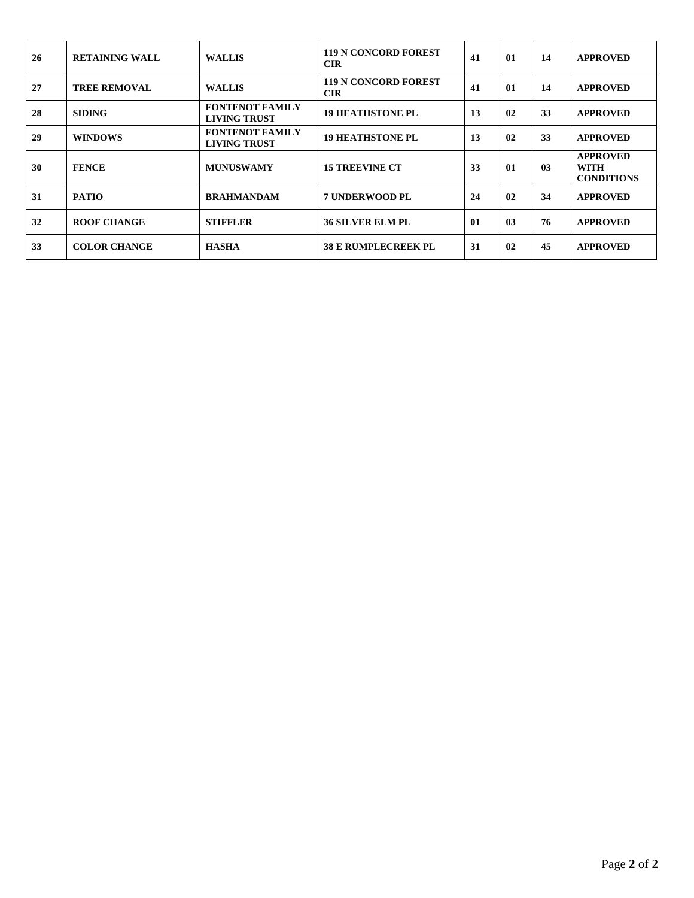| | | | | | | | |
|---|---|---|---|---|---|---|---|
| **26** | **RETAINING WALL** | **WALLIS** | **119 N CONCORD FOREST CIR** | **41** | **01** | **14** | **APPROVED** |
| **27** | **TREE REMOVAL** | **WALLIS** | **119 N CONCORD FOREST CIR** | **41** | **01** | **14** | **APPROVED** |
| **28** | **SIDING** | **FONTENOT FAMILY LIVING TRUST** | **19 HEATHSTONE PL** | **13** | **02** | **33** | **APPROVED** |
| **29** | **WINDOWS** | **FONTENOT FAMILY LIVING TRUST** | **19 HEATHSTONE PL** | **13** | **02** | **33** | **APPROVED** |
| **30** | **FENCE** | **MUNUSWAMY** | **15 TREEVINE CT** | **33** | **01** | **03** | **APPROVED WITH CONDITIONS** |
| **31** | **PATIO** | **BRAHMANDAM** | **7 UNDERWOOD PL** | **24** | **02** | **34** | **APPROVED** |
| **32** | **ROOF CHANGE** | **STIFFLER** | **36 SILVER ELM PL** | **01** | **03** | **76** | **APPROVED** |
| **33** | **COLOR CHANGE** | **HASHA** | **38 E RUMPLECREEK PL** | **31** | **02** | **45** | **APPROVED** |